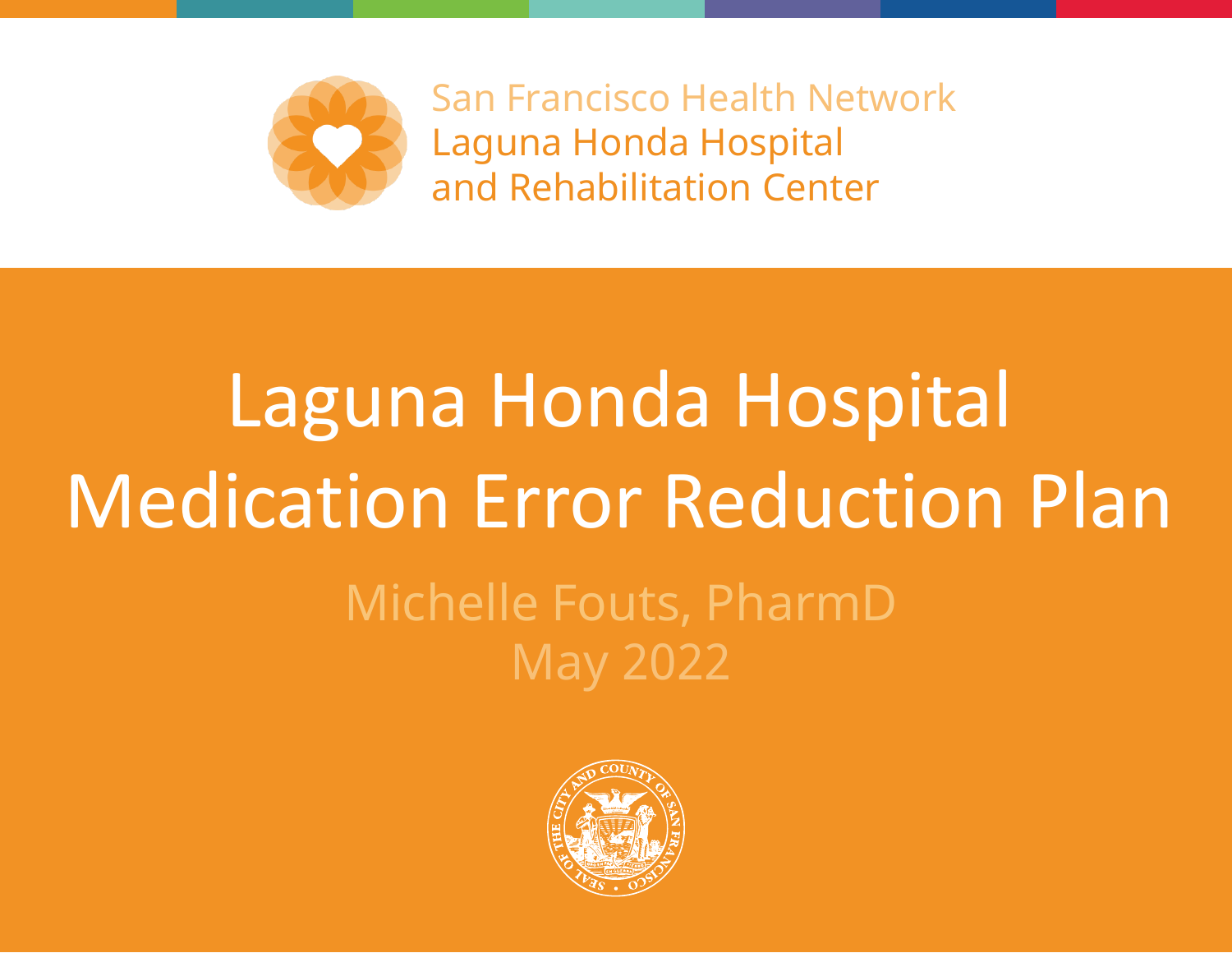San Francisco Health Network
Laguna Honda Hospital
and Rehabilitation Center

# Laguna Honda Hospital Medication Error Reduction Plan

Michelle Fouts, PharmD
May 2022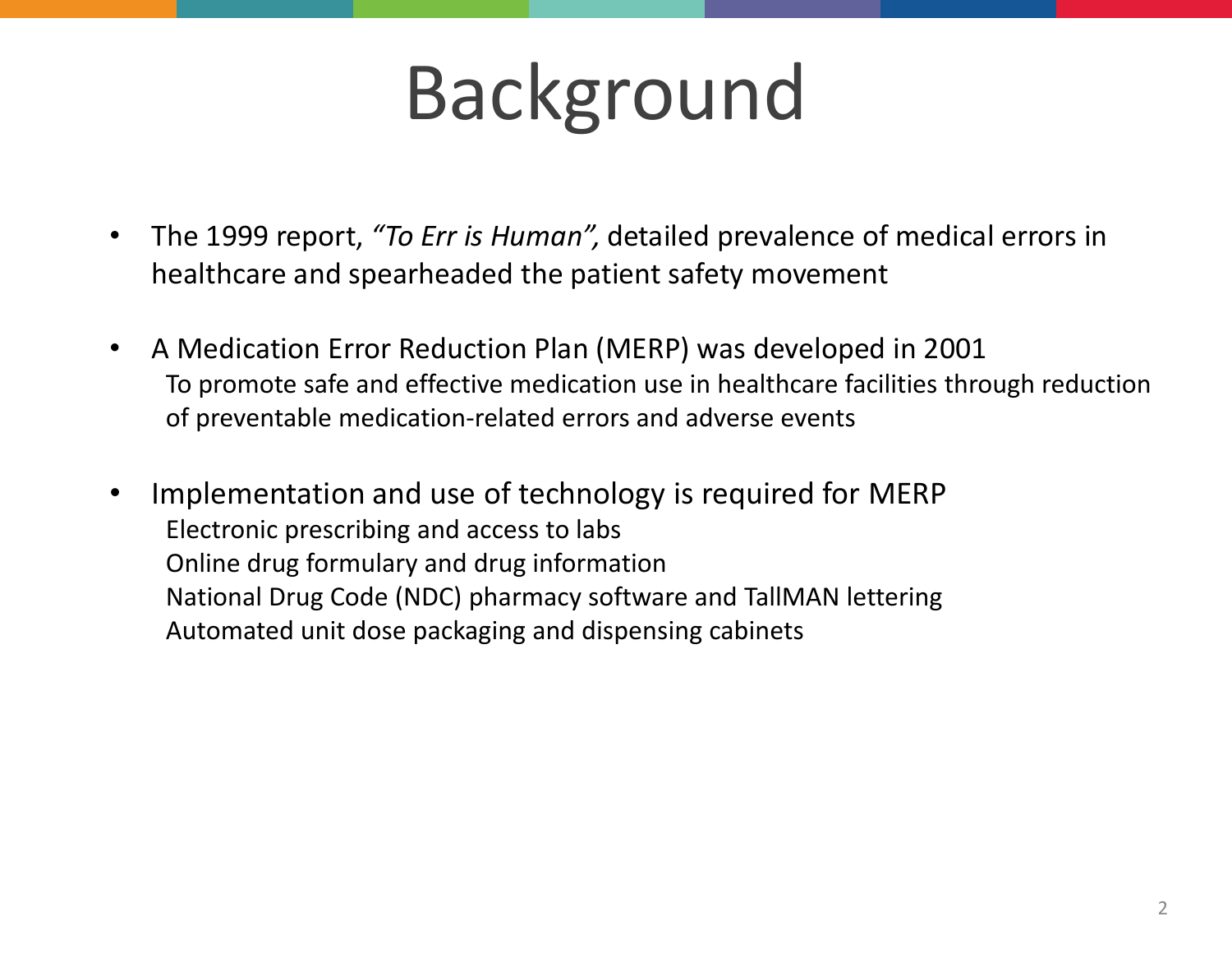# Background

- The 1999 report, *"To Err is Human",* detailed prevalence of medical errors in healthcare and spearheaded the patient safety movement

- A Medication Error Reduction Plan (MERP) was developed in 2001
  - To promote safe and effective medication use in healthcare facilities through reduction of preventable medication-related errors and adverse events

- Implementation and use of technology is required for MERP
  - Electronic prescribing and access to labs
  - Online drug formulary and drug information
  - National Drug Code (NDC) pharmacy software and TallMAN lettering
  - Automated unit dose packaging and dispensing cabinets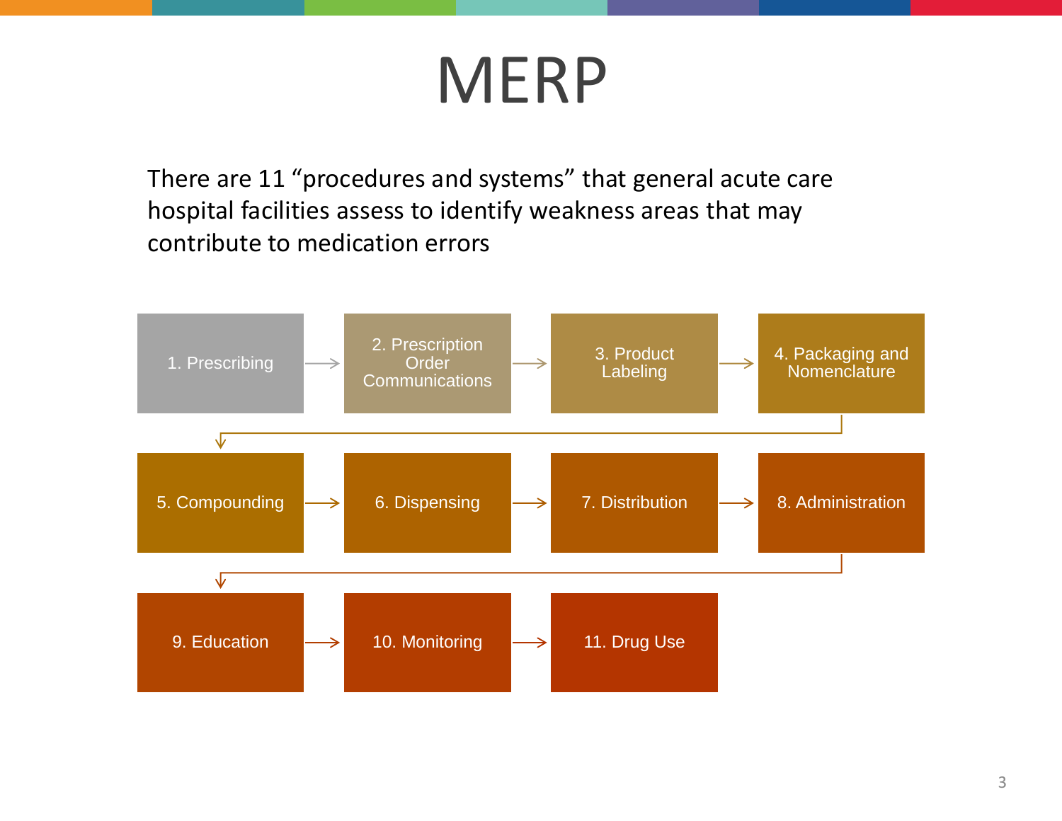# MERP

There are 11 “procedures and systems” that general acute care hospital facilities assess to identify weakness areas that may contribute to medication errors

1. Prescribing
2. Prescription Order Communications
3. Product Labeling
4. Packaging and Nomenclature
5. Compounding
6. Dispensing
7. Distribution
8. Administration
9. Education
10. Monitoring
11. Drug Use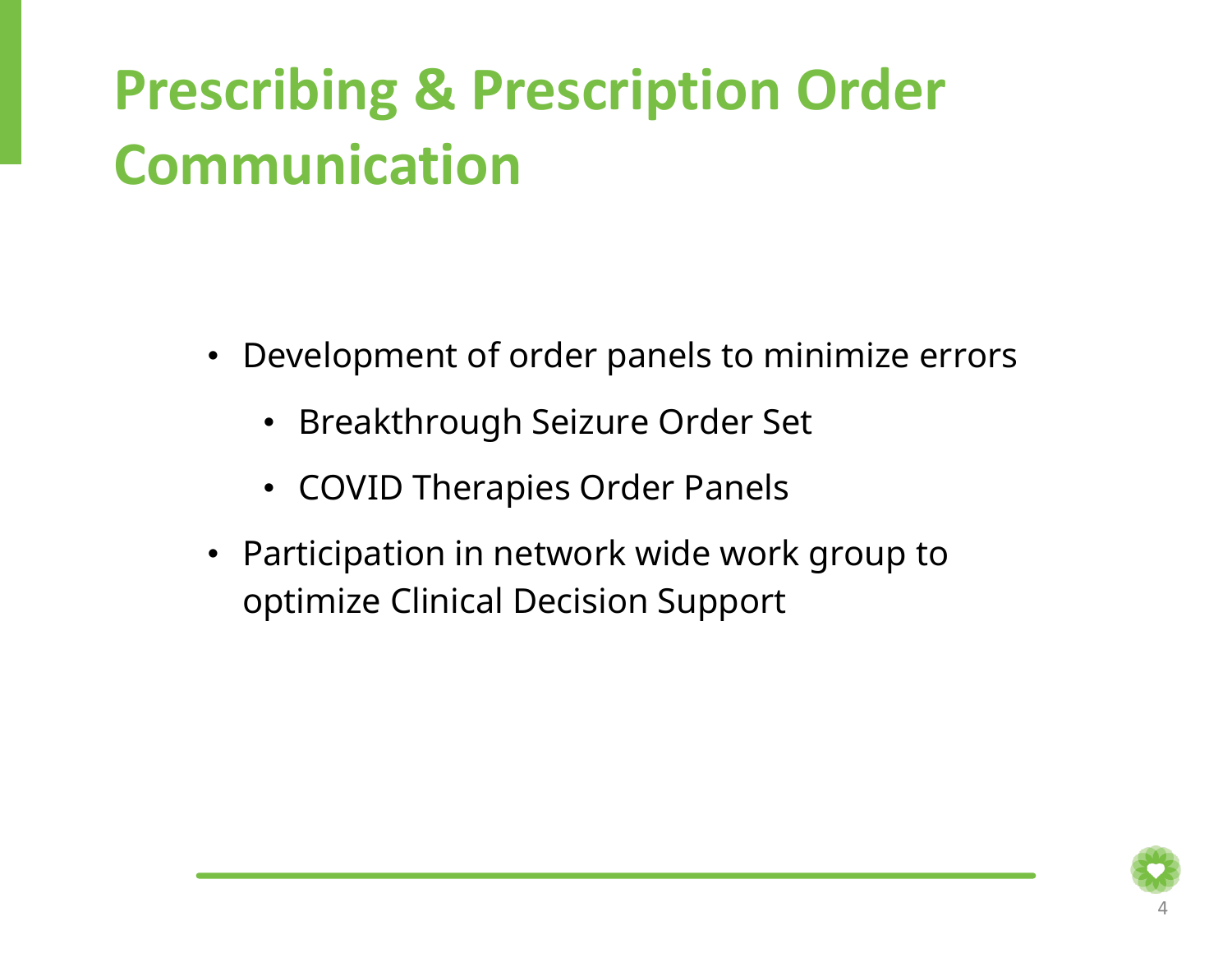# Prescribing & Prescription Order Communication

- Development of order panels to minimize errors
  - Breakthrough Seizure Order Set
  - COVID Therapies Order Panels
- Participation in network wide work group to optimize Clinical Decision Support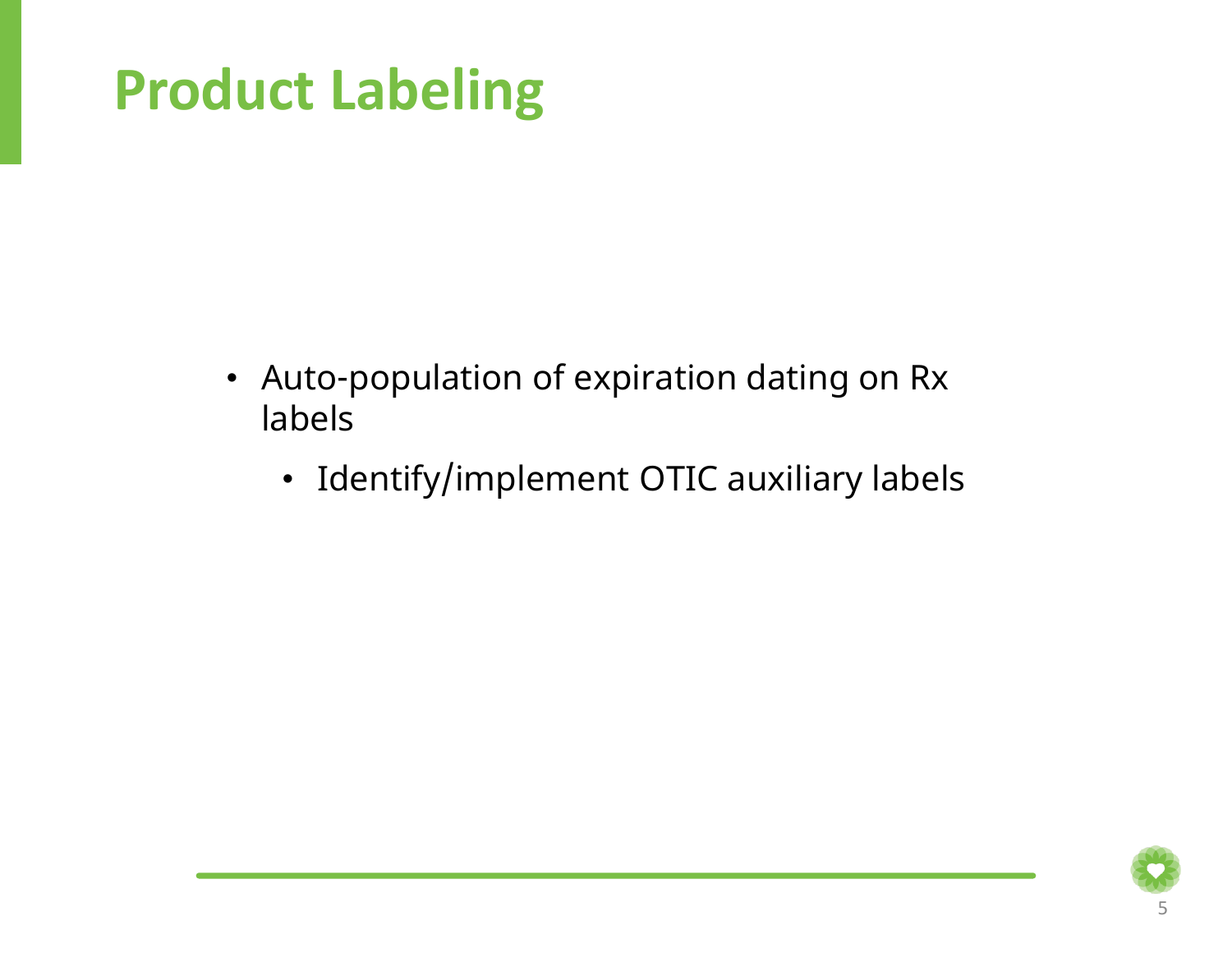# Product Labeling

- Auto-population of expiration dating on Rx labels
  - Identify/implement OTIC auxiliary labels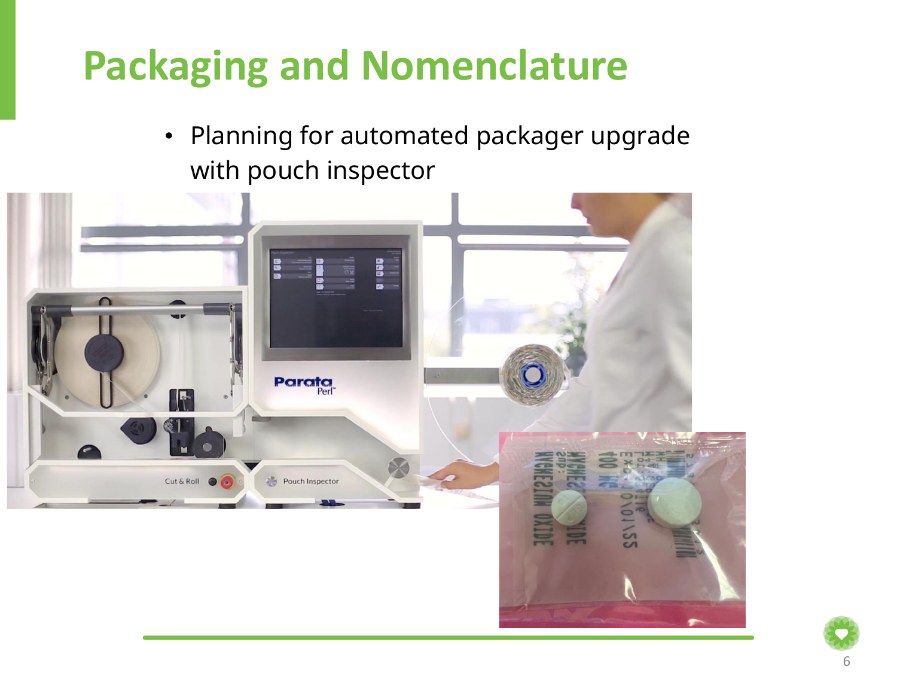# Packaging and Nomenclature

- Planning for automated packager upgrade with pouch inspector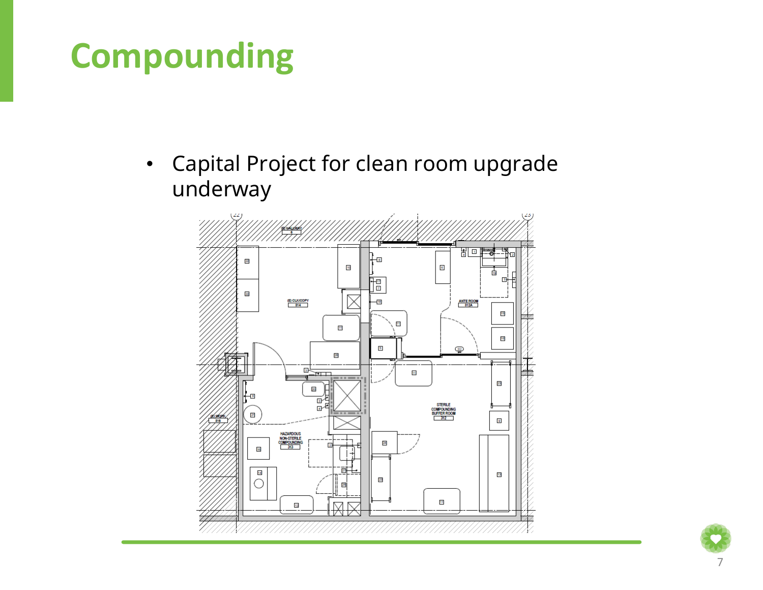# Compounding

- Capital Project for clean room upgrade underway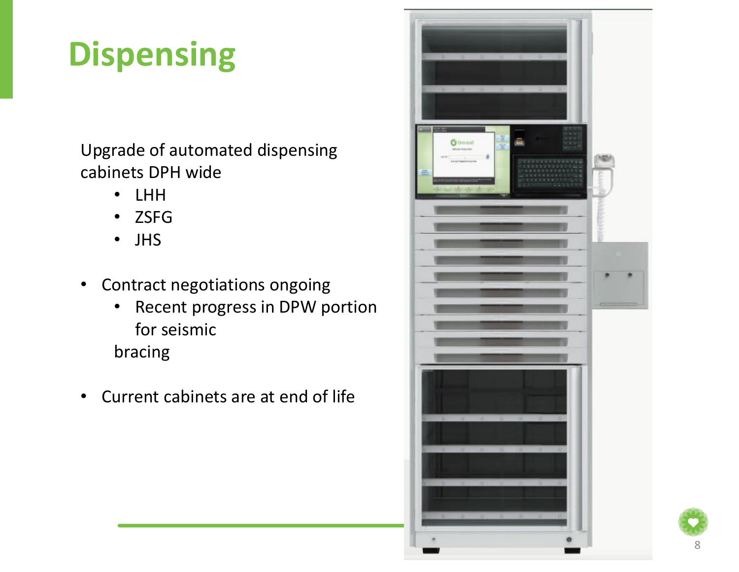# Dispensing

Upgrade of automated dispensing cabinets DPH wide

- LHH
- ZSFG
- JHS

- Contract negotiations ongoing
  - Recent progress in DPW portion for seismic bracing

- Current cabinets are at end of life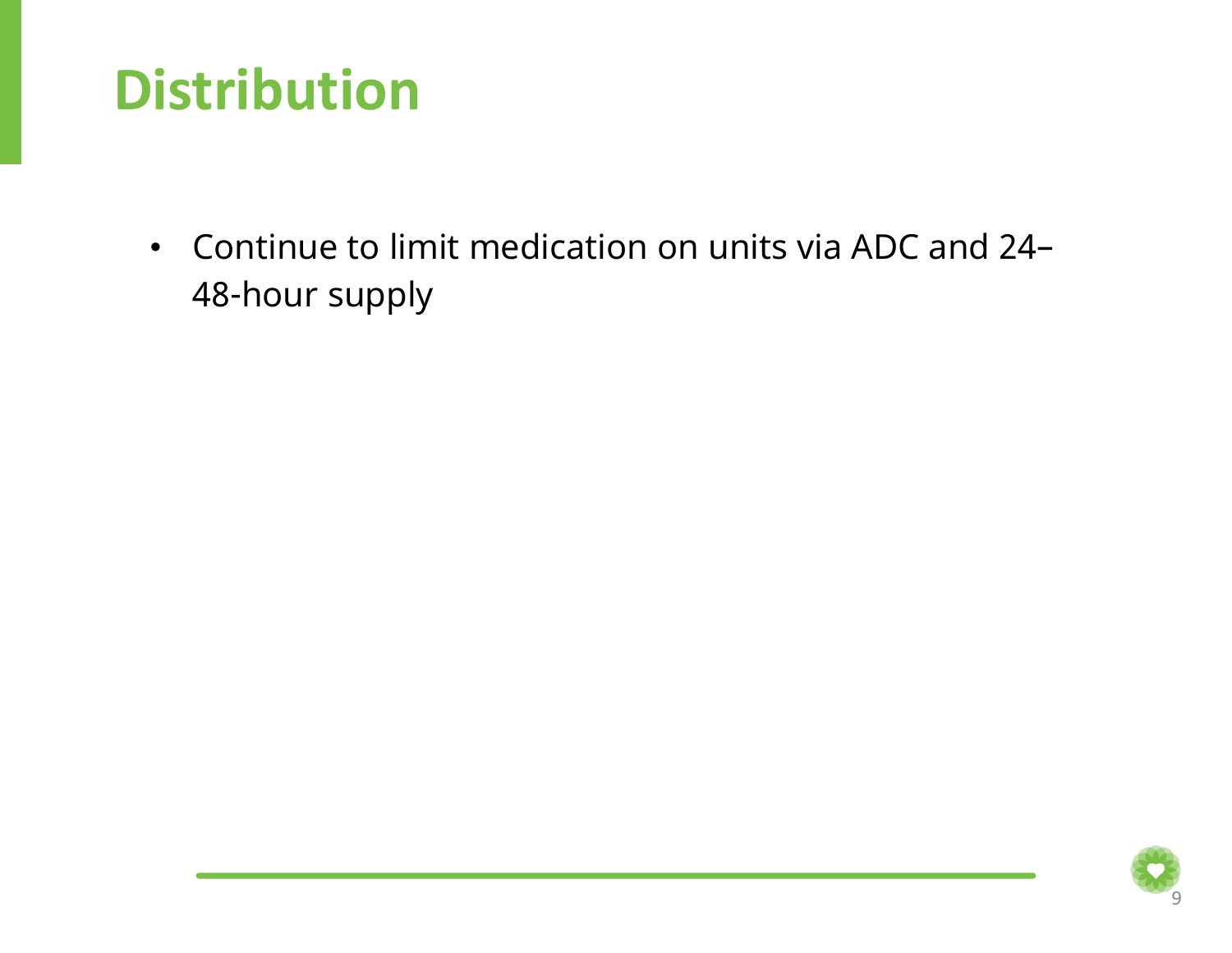# Distribution

- Continue to limit medication on units via ADC and 24–48-hour supply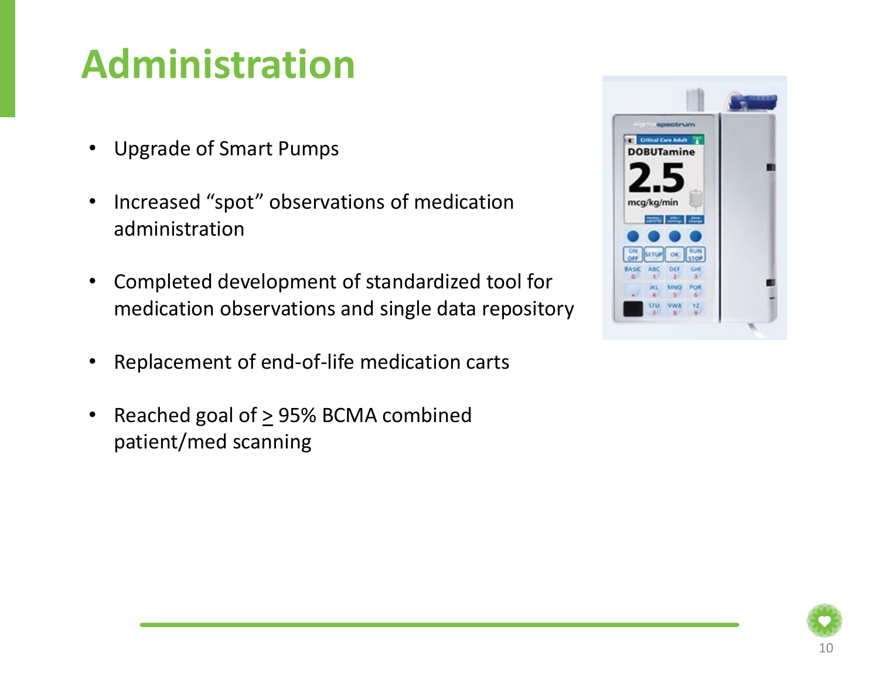# Administration

- Upgrade of Smart Pumps
- Increased "spot" observations of medication administration
- Completed development of standardized tool for medication observations and single data repository
- Replacement of end-of-life medication carts
- Reached goal of $\geq$ 95% BCMA combined patient/med scanning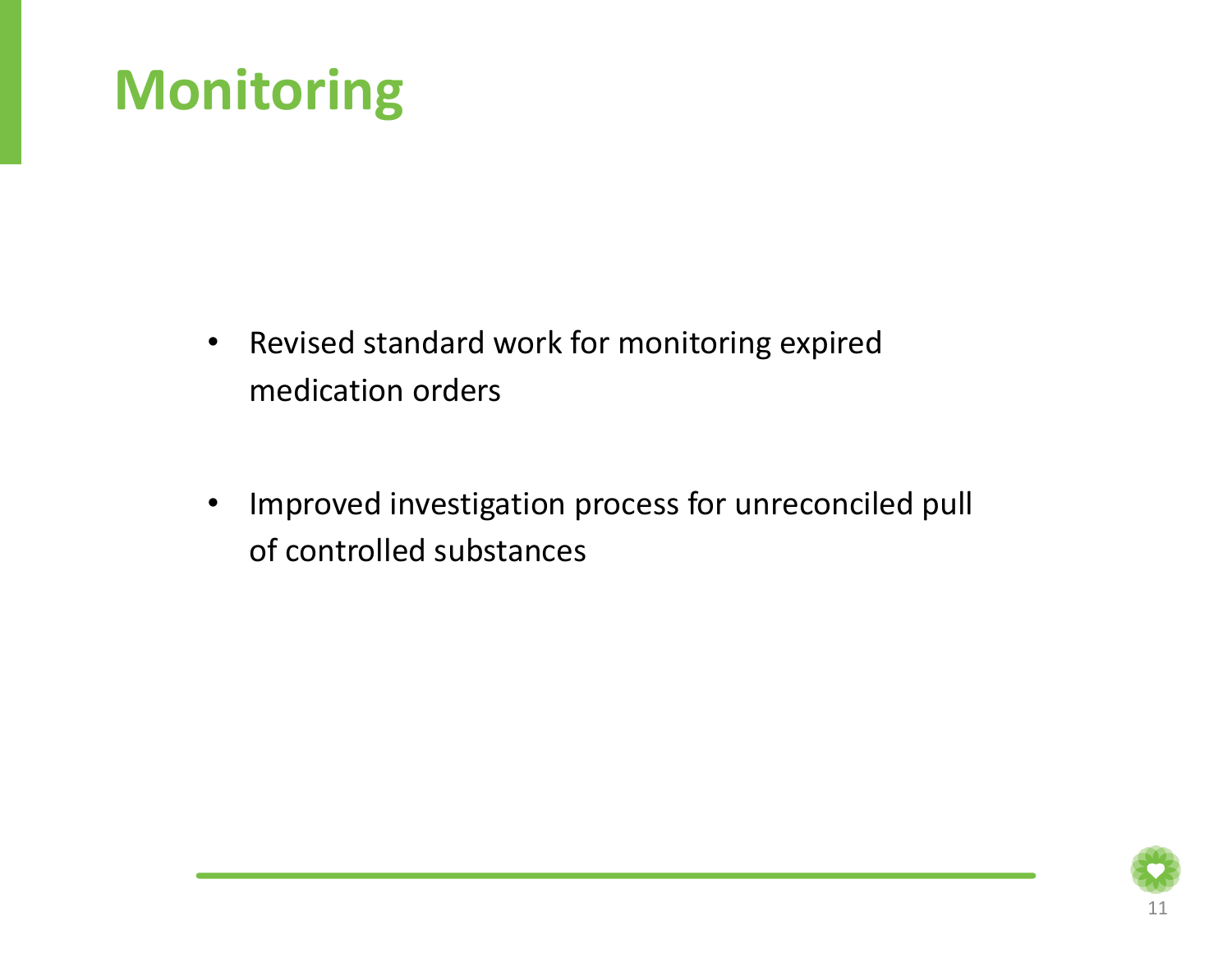# Monitoring

- Revised standard work for monitoring expired medication orders

- Improved investigation process for unreconciled pull of controlled substances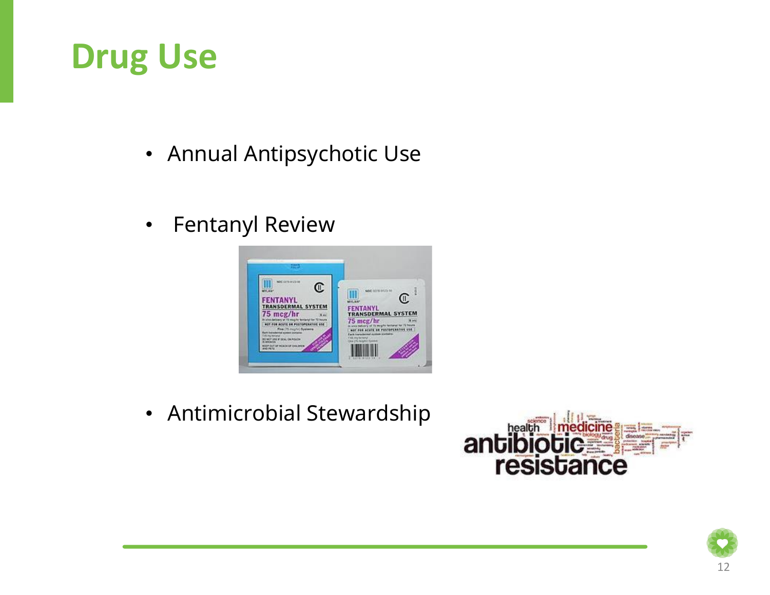# Drug Use

- Annual Antipsychotic Use
- Fentanyl Review
- Antimicrobial Stewardship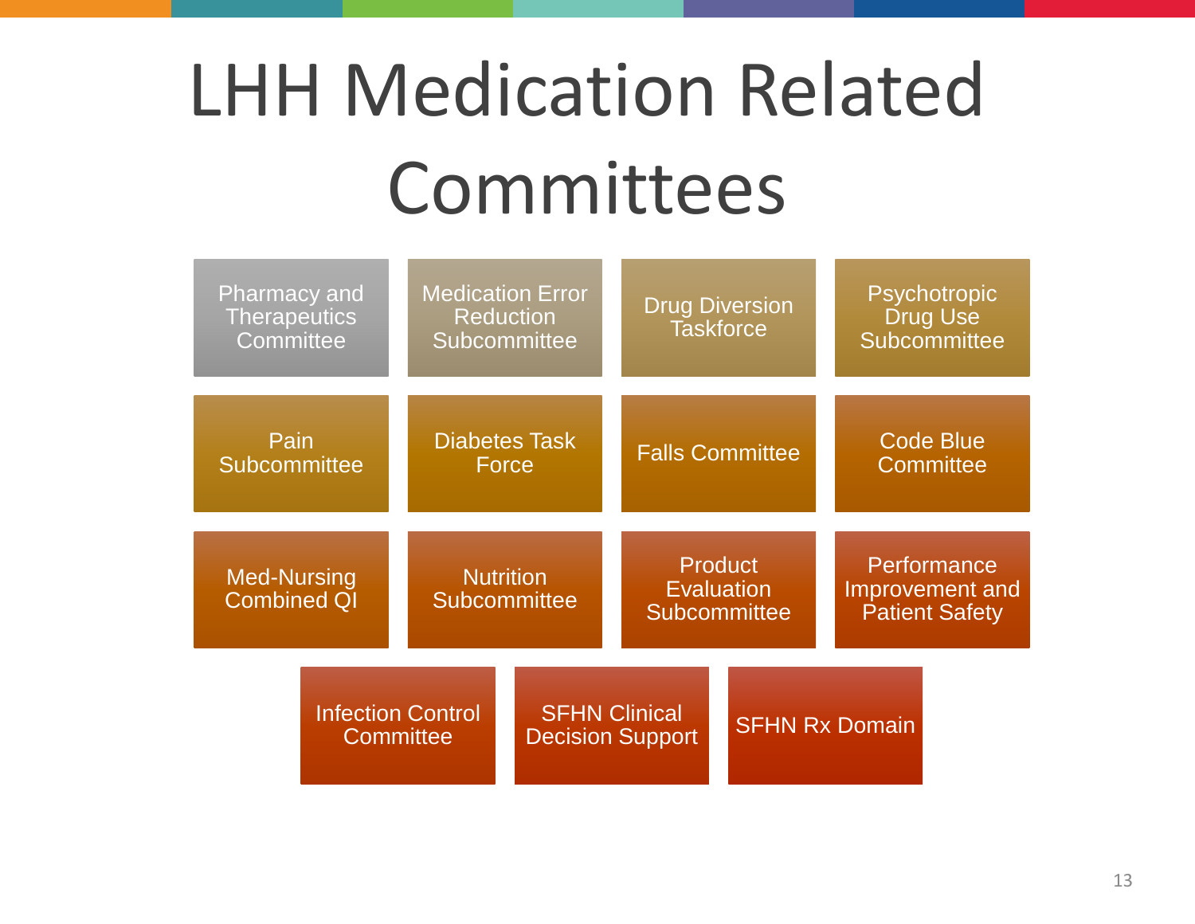# LHH Medication Related Committees

- Pharmacy and Therapeutics Committee
- Medication Error Reduction Subcommittee
- Drug Diversion Taskforce
- Psychotropic Drug Use Subcommittee
- Pain Subcommittee
- Diabetes Task Force
- Falls Committee
- Code Blue Committee
- Med-Nursing Combined QI
- Nutrition Subcommittee
- Product Evaluation Subcommittee
- Performance Improvement and Patient Safety
- Infection Control Committee
- SFHN Clinical Decision Support
- SFHN Rx Domain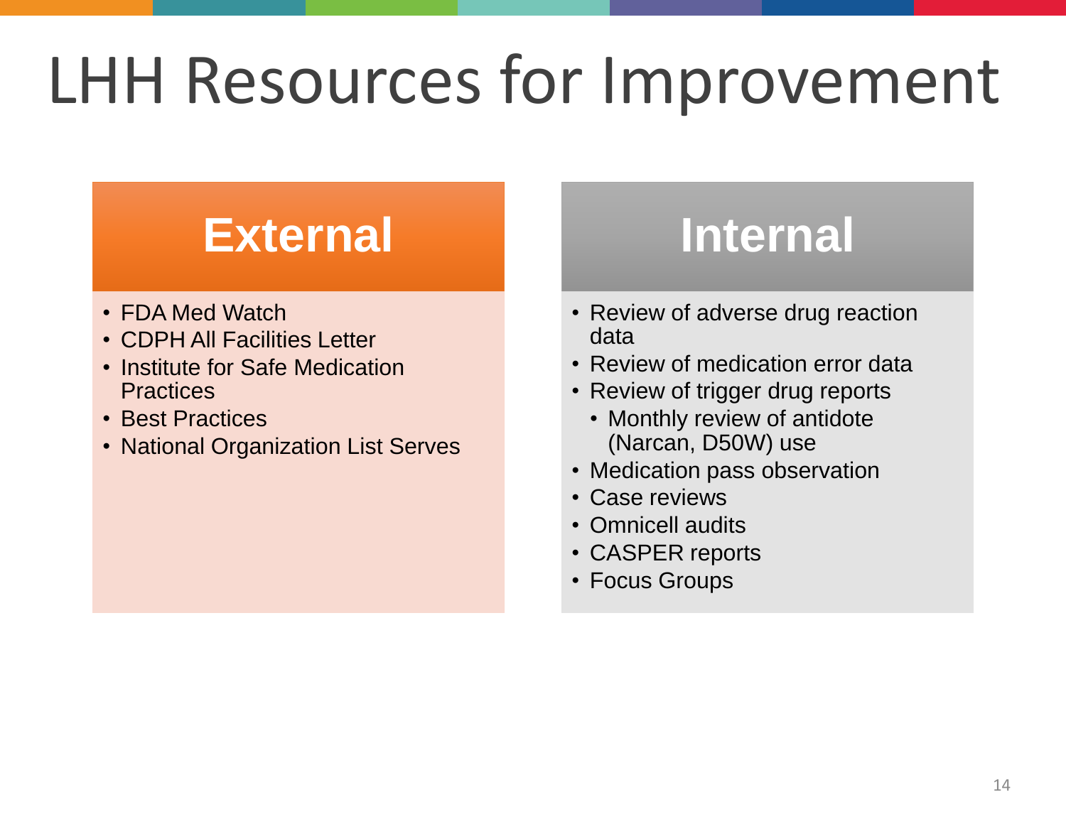# LHH Resources for Improvement

## External

- FDA Med Watch
- CDPH All Facilities Letter
- Institute for Safe Medication Practices
- Best Practices
- National Organization List Serves

## Internal

- Review of adverse drug reaction data
- Review of medication error data
- Review of trigger drug reports
  - Monthly review of antidote (Narcan, D50W) use
- Medication pass observation
- Case reviews
- Omnicell audits
- CASPER reports
- Focus Groups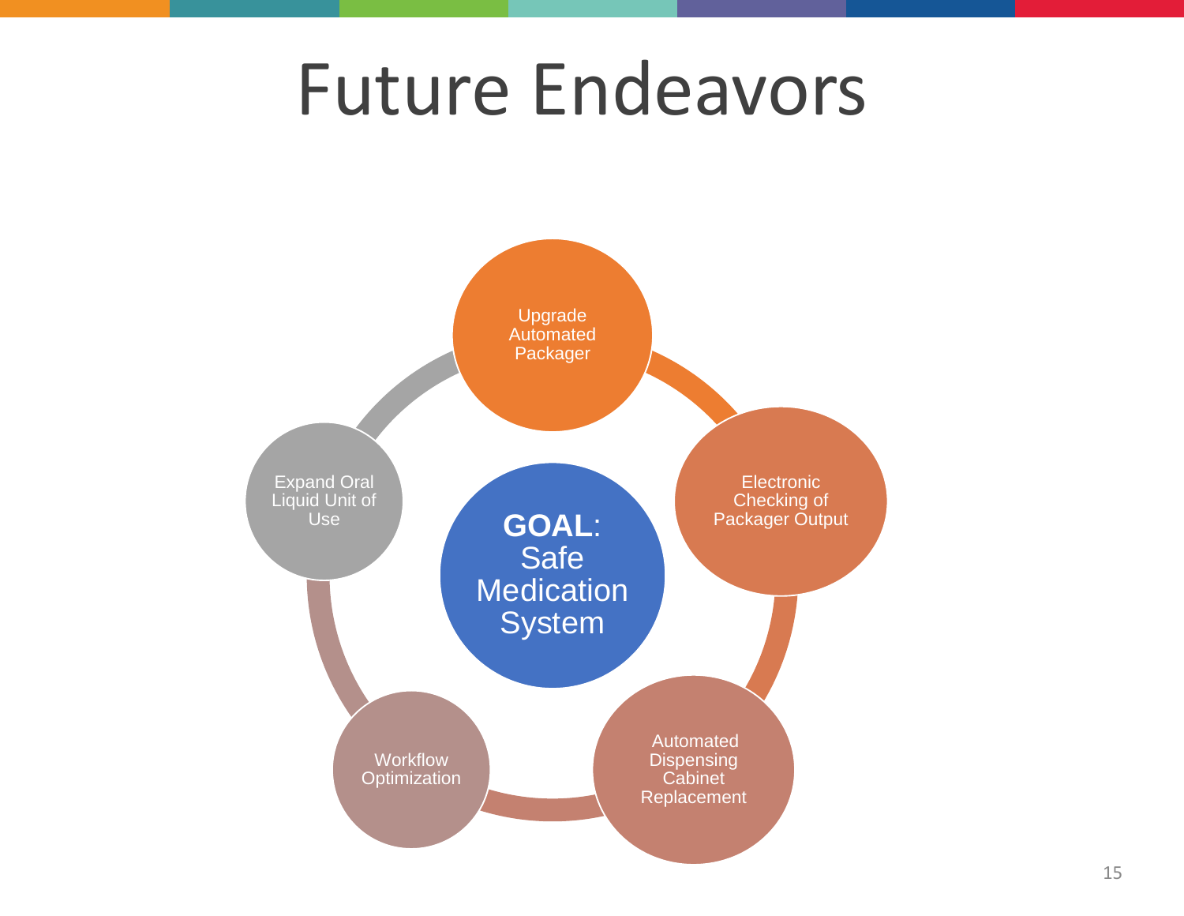# Future Endeavors

**GOAL**: Safe Medication System

Upgrade Automated Packager

Electronic Checking of Packager Output

Automated Dispensing Cabinet Replacement

Workflow Optimization

Expand Oral Liquid Unit of Use